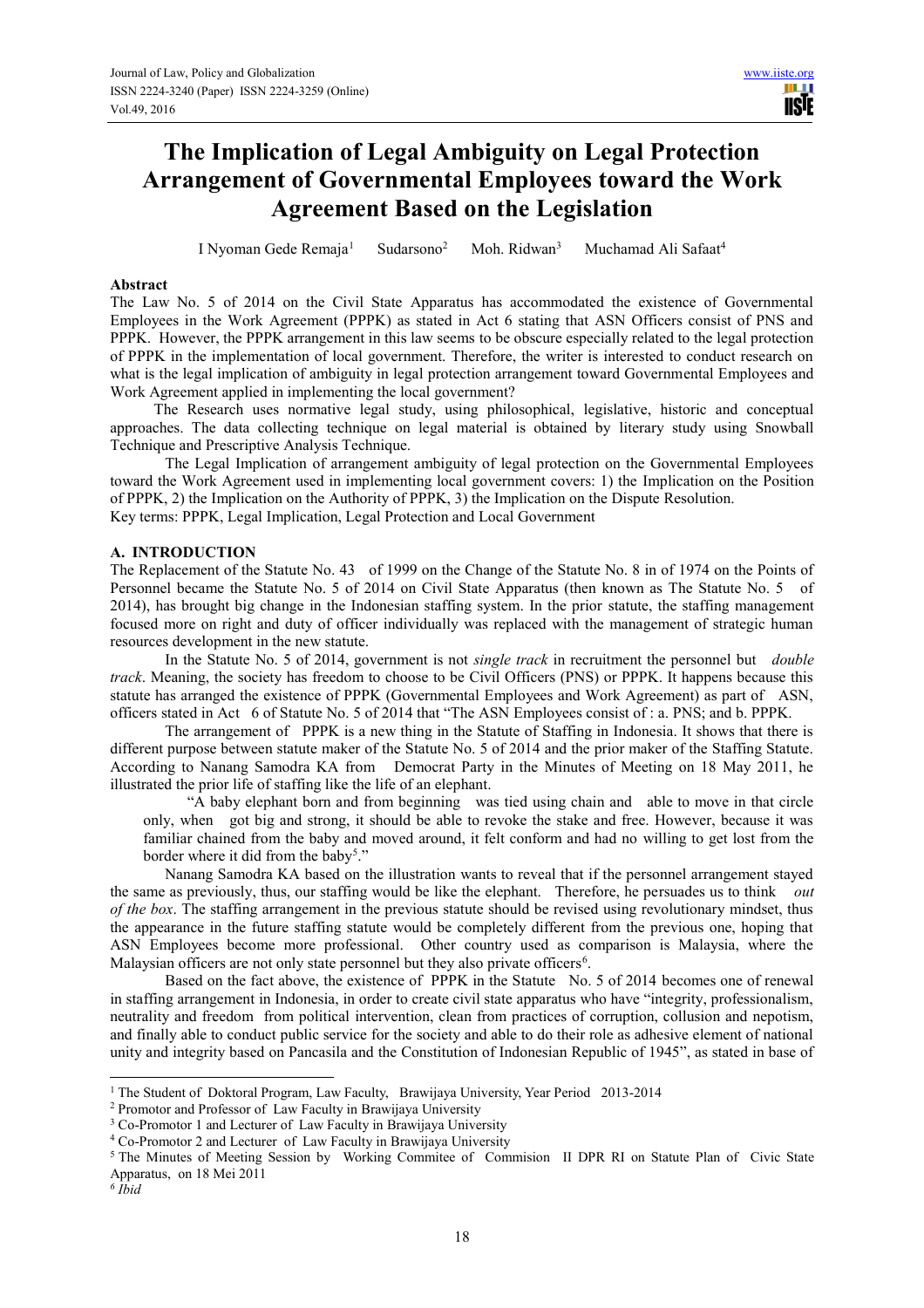# The Implication of Legal Ambiguity on Legal Protection Arrangement of Governmental Employees toward the Work Agreement Based on the Legislation

I Nyoman Gede Remaja[1] Sudarsono[2] Moh. Ridwan[3] Muchamad Ali Safaat[4]

**Abstract**

The Law No. 5 of 2014 on the Civil State Apparatus has accommodated the existence of Governmental Employees in the Work Agreement (PPPK) as stated in Act 6 stating that ASN Officers consist of PNS and PPPK. However, the PPPK arrangement in this law seems to be obscure especially related to the legal protection of PPPK in the implementation of local government. Therefore, the writer is interested to conduct research on what is the legal implication of ambiguity in legal protection arrangement toward Governmental Employees and Work Agreement applied in implementing the local government?

The Research uses normative legal study, using philosophical, legislative, historic and conceptual approaches. The data collecting technique on legal material is obtained by literary study using Snowball Technique and Prescriptive Analysis Technique.

The Legal Implication of arrangement ambiguity of legal protection on the Governmental Employees toward the Work Agreement used in implementing local government covers: 1) the Implication on the Position of PPPK, 2) the Implication on the Authority of PPPK, 3) the Implication on the Dispute Resolution.

Key terms: PPPK, Legal Implication, Legal Protection and Local Government

## A. INTRODUCTION

The Replacement of the Statute No. 43 of 1999 on the Change of the Statute No. 8 in of 1974 on the Points of Personnel became the Statute No. 5 of 2014 on Civil State Apparatus (then known as The Statute No. 5 of 2014), has brought big change in the Indonesian staffing system. In the prior statute, the staffing management focused more on right and duty of officer individually was replaced with the management of strategic human resources development in the new statute.

In the Statute No. 5 of 2014, government is not *single track* in recruitment the personnel but *double track*. Meaning, the society has freedom to choose to be Civil Officers (PNS) or PPPK. It happens because this statute has arranged the existence of PPPK (Governmental Employees and Work Agreement) as part of ASN, officers stated in Act 6 of Statute No. 5 of 2014 that "The ASN Employees consist of : a. PNS; and b. PPPK.

The arrangement of PPPK is a new thing in the Statute of Staffing in Indonesia. It shows that there is different purpose between statute maker of the Statute No. 5 of 2014 and the prior maker of the Staffing Statute. According to Nanang Samodra KA from Democrat Party in the Minutes of Meeting on 18 May 2011, he illustrated the prior life of staffing like the life of an elephant.

> "A baby elephant born and from beginning was tied using chain and able to move in that circle only, when got big and strong, it should be able to revoke the stake and free. However, because it was familiar chained from the baby and moved around, it felt conform and had no willing to get lost from the border where it did from the baby[5]."

Nanang Samodra KA based on the illustration wants to reveal that if the personnel arrangement stayed the same as previously, thus, our staffing would be like the elephant. Therefore, he persuades us to think *out of the box*. The staffing arrangement in the previous statute should be revised using revolutionary mindset, thus the appearance in the future staffing statute would be completely different from the previous one, hoping that ASN Employees become more professional. Other country used as comparison is Malaysia, where the Malaysian officers are not only state personnel but they also private officers[6].

Based on the fact above, the existence of PPPK in the Statute No. 5 of 2014 becomes one of renewal in staffing arrangement in Indonesia, in order to create civil state apparatus who have "integrity, professionalism, neutrality and freedom from political intervention, clean from practices of corruption, collusion and nepotism, and finally able to conduct public service for the society and able to do their role as adhesive element of national unity and integrity based on Pancasila and the Constitution of Indonesian Republic of 1945", as stated in base of

---

[1] The Student of Doktoral Program, Law Faculty, Brawijaya University, Year Period 2013-2014

[2] Promotor and Professor of Law Faculty in Brawijaya University

[3] Co-Promotor 1 and Lecturer of Law Faculty in Brawijaya University

[4] Co-Promotor 2 and Lecturer of Law Faculty in Brawijaya University

[5] The Minutes of Meeting Session by Working Commitee of Commision II DPR RI on Statute Plan of Civic State Apparatus, on 18 Mei 2011

[6] *Ibid*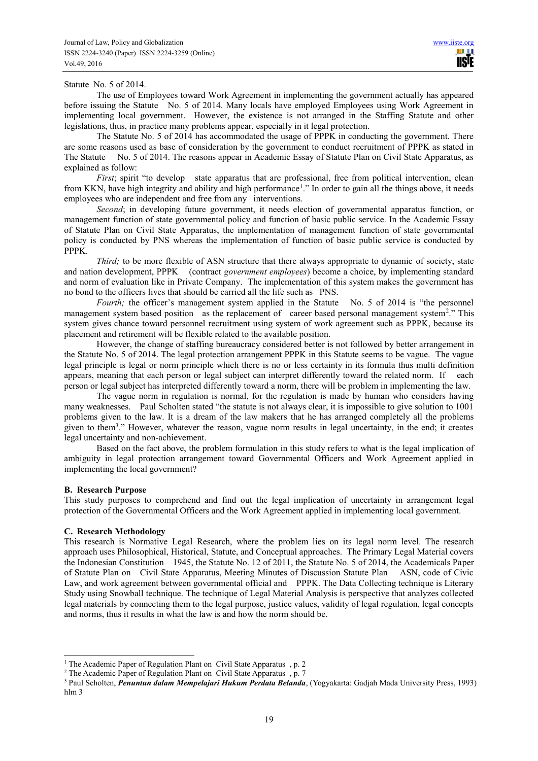Statute No. 5 of 2014.

The use of Employees toward Work Agreement in implementing the government actually has appeared before issuing the Statute No. 5 of 2014. Many locals have employed Employees using Work Agreement in implementing local government. However, the existence is not arranged in the Staffing Statute and other legislations, thus, in practice many problems appear, especially in it legal protection.

The Statute No. 5 of 2014 has accommodated the usage of PPPK in conducting the government. There are some reasons used as base of consideration by the government to conduct recruitment of PPPK as stated in The Statute No. 5 of 2014. The reasons appear in Academic Essay of Statute Plan on Civil State Apparatus, as explained as follow:

*First*; spirit "to develop state apparatus that are professional, free from political intervention, clean from KKN, have high integrity and ability and high performance[1]." In order to gain all the things above, it needs employees who are independent and free from any interventions.

*Second*; in developing future government, it needs election of governmental apparatus function, or management function of state governmental policy and function of basic public service. In the Academic Essay of Statute Plan on Civil State Apparatus, the implementation of management function of state governmental policy is conducted by PNS whereas the implementation of function of basic public service is conducted by PPPK.

*Third;* to be more flexible of ASN structure that there always appropriate to dynamic of society, state and nation development, PPPK (contract *government employees*) become a choice, by implementing standard and norm of evaluation like in Private Company. The implementation of this system makes the government has no bond to the officers lives that should be carried all the life such as PNS.

*Fourth;* the officer's management system applied in the Statute No. 5 of 2014 is "the personnel management system based position as the replacement of career based personal management system[2]." This system gives chance toward personnel recruitment using system of work agreement such as PPPK, because its placement and retirement will be flexible related to the available position.

However, the change of staffing bureaucracy considered better is not followed by better arrangement in the Statute No. 5 of 2014. The legal protection arrangement PPPK in this Statute seems to be vague. The vague legal principle is legal or norm principle which there is no or less certainty in its formula thus multi definition appears, meaning that each person or legal subject can interpret differently toward the related norm. If each person or legal subject has interpreted differently toward a norm, there will be problem in implementing the law.

The vague norm in regulation is normal, for the regulation is made by human who considers having many weaknesses. Paul Scholten stated "the statute is not always clear, it is impossible to give solution to 1001 problems given to the law. It is a dream of the law makers that he has arranged completely all the problems given to them[3]." However, whatever the reason, vague norm results in legal uncertainty, in the end; it creates legal uncertainty and non-achievement.

Based on the fact above, the problem formulation in this study refers to what is the legal implication of ambiguity in legal protection arrangement toward Governmental Officers and Work Agreement applied in implementing the local government?

### B. Research Purpose

This study purposes to comprehend and find out the legal implication of uncertainty in arrangement legal protection of the Governmental Officers and the Work Agreement applied in implementing local government.

### C. Research Methodology

This research is Normative Legal Research, where the problem lies on its legal norm level. The research approach uses Philosophical, Historical, Statute, and Conceptual approaches. The Primary Legal Material covers the Indonesian Constitution 1945, the Statute No. 12 of 2011, the Statute No. 5 of 2014, the Academicals Paper of Statute Plan on Civil State Apparatus, Meeting Minutes of Discussion Statute Plan ASN, code of Civic Law, and work agreement between governmental official and PPPK. The Data Collecting technique is Literary Study using Snowball technique. The technique of Legal Material Analysis is perspective that analyzes collected legal materials by connecting them to the legal purpose, justice values, validity of legal regulation, legal concepts and norms, thus it results in what the law is and how the norm should be.

---

[1] The Academic Paper of Regulation Plant on Civil State Apparatus , p. 2

[2] The Academic Paper of Regulation Plant on Civil State Apparatus , p. 7

[3] Paul Scholten, ***Penuntun dalam Mempelajari Hukum Perdata Belanda***, (Yogyakarta: Gadjah Mada University Press, 1993) hlm 3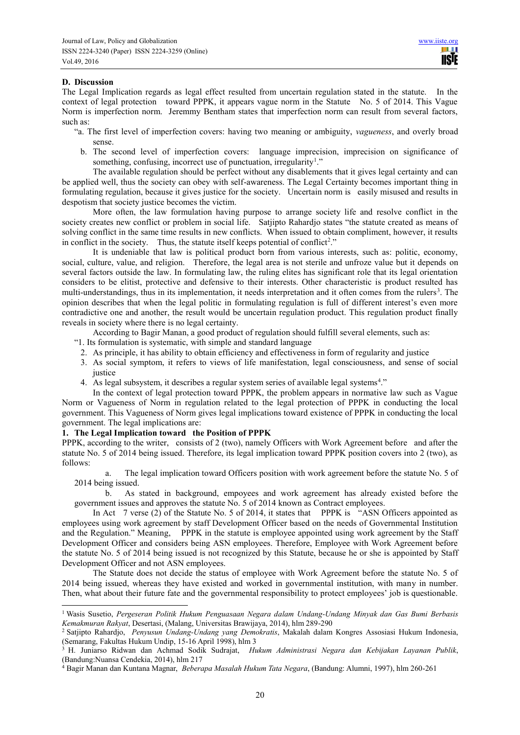## D. Discussion

The Legal Implication regards as legal effect resulted from uncertain regulation stated in the statute. In the context of legal protection toward PPPK, it appears vague norm in the Statute No. 5 of 2014. This Vague Norm is imperfection norm. Jeremmy Bentham states that imperfection norm can result from several factors, such as:

"a. The first level of imperfection covers: having two meaning or ambiguity, *vagueness*, and overly broad sense.

b. The second level of imperfection covers: language imprecision, imprecision on significance of something, confusing, incorrect use of punctuation, irregularity[1]."

The available regulation should be perfect without any disablements that it gives legal certainty and can be applied well, thus the society can obey with self-awareness. The Legal Certainty becomes important thing in formulating regulation, because it gives justice for the society. Uncertain norm is easily misused and results in despotism that society justice becomes the victim.

More often, the law formulation having purpose to arrange society life and resolve conflict in the society creates new conflict or problem in social life. Satjipto Rahardjo states "the statute created as means of solving conflict in the same time results in new conflicts. When issued to obtain compliment, however, it results in conflict in the society. Thus, the statute itself keeps potential of conflict[2]."

It is undeniable that law is political product born from various interests, such as: politic, economy, social, culture, value, and religion. Therefore, the legal area is not sterile and unfroze value but it depends on several factors outside the law. In formulating law, the ruling elites has significant role that its legal orientation considers to be elitist, protective and defensive to their interests. Other characteristic is product resulted has multi-understandings, thus in its implementation, it needs interpretation and it often comes from the rulers[3]. The opinion describes that when the legal politic in formulating regulation is full of different interest's even more contradictive one and another, the result would be uncertain regulation product. This regulation product finally reveals in society where there is no legal certainty.

According to Bagir Manan, a good product of regulation should fulfill several elements, such as:

"1. Its formulation is systematic, with simple and standard language
2. As principle, it has ability to obtain efficiency and effectiveness in form of regularity and justice
3. As social symptom, it refers to views of life manifestation, legal consciousness, and sense of social justice
4. As legal subsystem, it describes a regular system series of available legal systems[4]."

In the context of legal protection toward PPPK, the problem appears in normative law such as Vague Norm or Vagueness of Norm in regulation related to the legal protection of PPPK in conducting the local government. This Vagueness of Norm gives legal implications toward existence of PPPK in conducting the local government. The legal implications are:

### 1. The Legal Implication toward the Position of PPPK

PPPK, according to the writer, consists of 2 (two), namely Officers with Work Agreement before and after the statute No. 5 of 2014 being issued. Therefore, its legal implication toward PPPK position covers into 2 (two), as follows:

a. The legal implication toward Officers position with work agreement before the statute No. 5 of 2014 being issued.

b. As stated in background, empoyees and work agreement has already existed before the government issues and approves the statute No. 5 of 2014 known as Contract employees.

In Act 7 verse (2) of the Statute No. 5 of 2014, it states that PPPK is "ASN Officers appointed as employees using work agreement by staff Development Officer based on the needs of Governmental Institution and the Regulation." Meaning, PPPK in the statute is employee appointed using work agreement by the Staff Development Officer and considers being ASN employees. Therefore, Employee with Work Agreement before the statute No. 5 of 2014 being issued is not recognized by this Statute, because he or she is appointed by Staff Development Officer and not ASN employees.

The Statute does not decide the status of employee with Work Agreement before the statute No. 5 of 2014 being issued, whereas they have existed and worked in governmental institution, with many in number. Then, what about their future fate and the governmental responsibility to protect employees' job is questionable.

---

[1] Wasis Susetio, *Pergeseran Politik Hukum Penguasaan Negara dalam Undang-Undang Minyak dan Gas Bumi Berbasis Kemakmuran Rakyat*, Desertasi, (Malang, Universitas Brawijaya, 2014), hlm 289-290

[2] Satjipto Rahardjo, *Penyusun Undang-Undang yang Demokratis*, Makalah dalam Kongres Assosiasi Hukum Indonesia, (Semarang, Fakultas Hukum Undip, 15-16 April 1998), hlm 3

[3] H. Juniarso Ridwan dan Achmad Sodik Sudrajat, *Hukum Administrasi Negara dan Kebijakan Layanan Publik*, (Bandung:Nuansa Cendekia, 2014), hlm 217

[4] Bagir Manan dan Kuntana Magnar, *Beberapa Masalah Hukum Tata Negara*, (Bandung: Alumni, 1997), hlm 260-261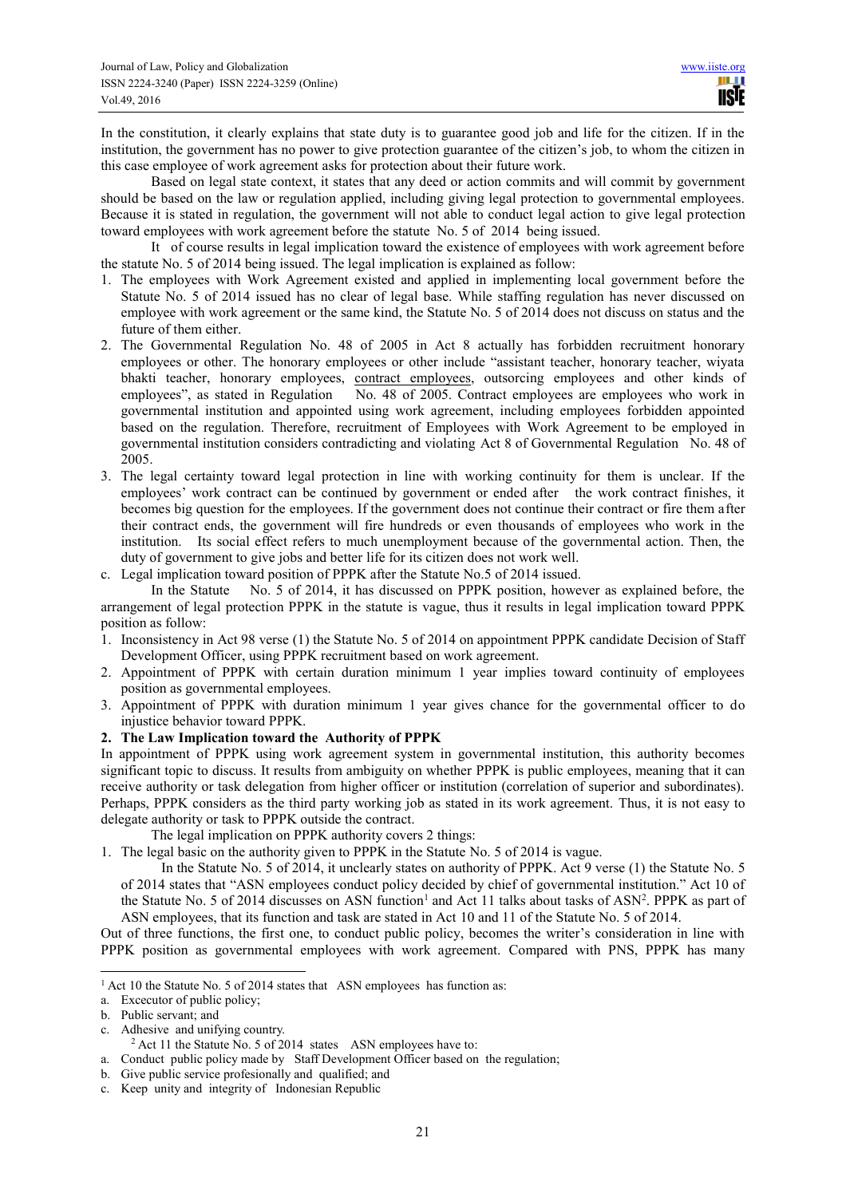In the constitution, it clearly explains that state duty is to guarantee good job and life for the citizen. If in the institution, the government has no power to give protection guarantee of the citizen's job, to whom the citizen in this case employee of work agreement asks for protection about their future work.

Based on legal state context, it states that any deed or action commits and will commit by government should be based on the law or regulation applied, including giving legal protection to governmental employees. Because it is stated in regulation, the government will not able to conduct legal action to give legal protection toward employees with work agreement before the statute No. 5 of 2014 being issued.

It of course results in legal implication toward the existence of employees with work agreement before the statute No. 5 of 2014 being issued. The legal implication is explained as follow:

1. The employees with Work Agreement existed and applied in implementing local government before the Statute No. 5 of 2014 issued has no clear of legal base. While staffing regulation has never discussed on employee with work agreement or the same kind, the Statute No. 5 of 2014 does not discuss on status and the future of them either.
2. The Governmental Regulation No. 48 of 2005 in Act 8 actually has forbidden recruitment honorary employees or other. The honorary employees or other include "assistant teacher, honorary teacher, wiyata bhakti teacher, honorary employees, contract employees, outsorcing employees and other kinds of employees", as stated in Regulation No. 48 of 2005. Contract employees are employees who work in governmental institution and appointed using work agreement, including employees forbidden appointed based on the regulation. Therefore, recruitment of Employees with Work Agreement to be employed in governmental institution considers contradicting and violating Act 8 of Governmental Regulation No. 48 of 2005.
3. The legal certainty toward legal protection in line with working continuity for them is unclear. If the employees' work contract can be continued by government or ended after the work contract finishes, it becomes big question for the employees. If the government does not continue their contract or fire them after their contract ends, the government will fire hundreds or even thousands of employees who work in the institution. Its social effect refers to much unemployment because of the governmental action. Then, the duty of government to give jobs and better life for its citizen does not work well.

c. Legal implication toward position of PPPK after the Statute No.5 of 2014 issued.

In the Statute No. 5 of 2014, it has discussed on PPPK position, however as explained before, the arrangement of legal protection PPPK in the statute is vague, thus it results in legal implication toward PPPK position as follow:

1. Inconsistency in Act 98 verse (1) the Statute No. 5 of 2014 on appointment PPPK candidate Decision of Staff Development Officer, using PPPK recruitment based on work agreement.
2. Appointment of PPPK with certain duration minimum 1 year implies toward continuity of employees position as governmental employees.
3. Appointment of PPPK with duration minimum 1 year gives chance for the governmental officer to do injustice behavior toward PPPK.

**2. The Law Implication toward the Authority of PPPK**

In appointment of PPPK using work agreement system in governmental institution, this authority becomes significant topic to discuss. It results from ambiguity on whether PPPK is public employees, meaning that it can receive authority or task delegation from higher officer or institution (correlation of superior and subordinates). Perhaps, PPPK considers as the third party working job as stated in its work agreement. Thus, it is not easy to delegate authority or task to PPPK outside the contract.

The legal implication on PPPK authority covers 2 things:

1. The legal basic on the authority given to PPPK in the Statute No. 5 of 2014 is vague.

   In the Statute No. 5 of 2014, it unclearly states on authority of PPPK. Act 9 verse (1) the Statute No. 5 of 2014 states that "ASN employees conduct policy decided by chief of governmental institution." Act 10 of the Statute No. 5 of 2014 discusses on ASN function[1] and Act 11 talks about tasks of ASN[2]. PPPK as part of ASN employees, that its function and task are stated in Act 10 and 11 of the Statute No. 5 of 2014.

Out of three functions, the first one, to conduct public policy, becomes the writer's consideration in line with PPPK position as governmental employees with work agreement. Compared with PNS, PPPK has many

---

[1] Act 10 the Statute No. 5 of 2014 states that ASN employees has function as:

a. Excecutor of public policy;
b. Public servant; and
c. Adhesive and unifying country.

[2] Act 11 the Statute No. 5 of 2014 states ASN employees have to:

a. Conduct public policy made by Staff Development Officer based on the regulation;
b. Give public service profesionally and qualified; and
c. Keep unity and integrity of Indonesian Republic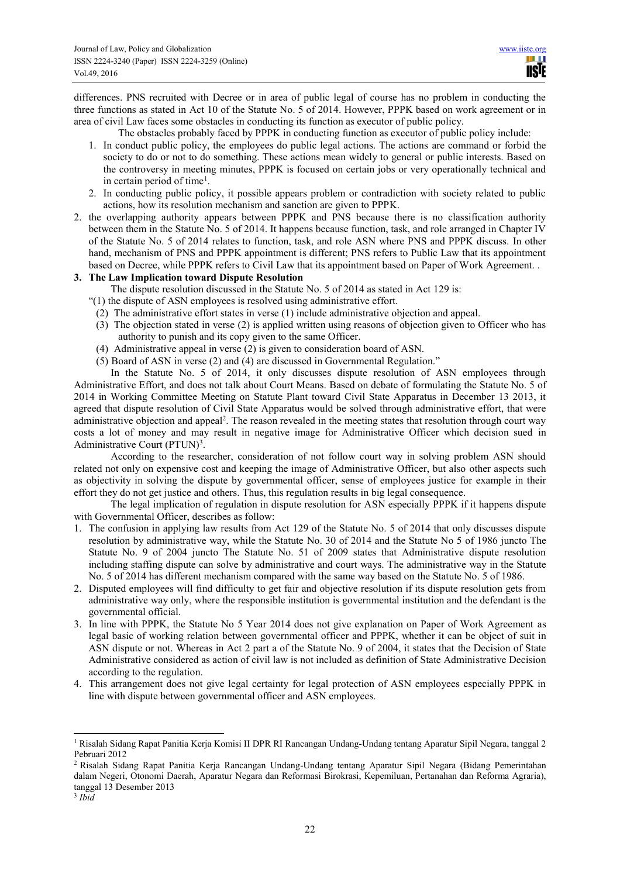differences. PNS recruited with Decree or in area of public legal of course has no problem in conducting the three functions as stated in Act 10 of the Statute No. 5 of 2014. However, PPPK based on work agreement or in area of civil Law faces some obstacles in conducting its function as executor of public policy.

The obstacles probably faced by PPPK in conducting function as executor of public policy include:

1. In conduct public policy, the employees do public legal actions. The actions are command or forbid the society to do or not to do something. These actions mean widely to general or public interests. Based on the controversy in meeting minutes, PPPK is focused on certain jobs or very operationally technical and in certain period of time[1].
2. In conducting public policy, it possible appears problem or contradiction with society related to public actions, how its resolution mechanism and sanction are given to PPPK.

2. the overlapping authority appears between PPPK and PNS because there is no classification authority between them in the Statute No. 5 of 2014. It happens because function, task, and role arranged in Chapter IV of the Statute No. 5 of 2014 relates to function, task, and role ASN where PNS and PPPK discuss. In other hand, mechanism of PNS and PPPK appointment is different; PNS refers to Public Law that its appointment based on Decree, while PPPK refers to Civil Law that its appointment based on Paper of Work Agreement. .

**3. The Law Implication toward Dispute Resolution**

The dispute resolution discussed in the Statute No. 5 of 2014 as stated in Act 129 is:

"(1) the dispute of ASN employees is resolved using administrative effort.

(2) The administrative effort states in verse (1) include administrative objection and appeal.

(3) The objection stated in verse (2) is applied written using reasons of objection given to Officer who has authority to punish and its copy given to the same Officer.

(4) Administrative appeal in verse (2) is given to consideration board of ASN.

(5) Board of ASN in verse (2) and (4) are discussed in Governmental Regulation."

In the Statute No. 5 of 2014, it only discusses dispute resolution of ASN employees through Administrative Effort, and does not talk about Court Means. Based on debate of formulating the Statute No. 5 of 2014 in Working Committee Meeting on Statute Plant toward Civil State Apparatus in December 13 2013, it agreed that dispute resolution of Civil State Apparatus would be solved through administrative effort, that were administrative objection and appeal[2]. The reason revealed in the meeting states that resolution through court way costs a lot of money and may result in negative image for Administrative Officer which decision sued in Administrative Court (PTUN)[3].

According to the researcher, consideration of not follow court way in solving problem ASN should related not only on expensive cost and keeping the image of Administrative Officer, but also other aspects such as objectivity in solving the dispute by governmental officer, sense of employees justice for example in their effort they do not get justice and others. Thus, this regulation results in big legal consequence.

The legal implication of regulation in dispute resolution for ASN especially PPPK if it happens dispute with Governmental Officer, describes as follow:

1. The confusion in applying law results from Act 129 of the Statute No. 5 of 2014 that only discusses dispute resolution by administrative way, while the Statute No. 30 of 2014 and the Statute No 5 of 1986 juncto The Statute No. 9 of 2004 juncto The Statute No. 51 of 2009 states that Administrative dispute resolution including staffing dispute can solve by administrative and court ways. The administrative way in the Statute No. 5 of 2014 has different mechanism compared with the same way based on the Statute No. 5 of 1986.
2. Disputed employees will find difficulty to get fair and objective resolution if its dispute resolution gets from administrative way only, where the responsible institution is governmental institution and the defendant is the governmental official.
3. In line with PPPK, the Statute No 5 Year 2014 does not give explanation on Paper of Work Agreement as legal basic of working relation between governmental officer and PPPK, whether it can be object of suit in ASN dispute or not. Whereas in Act 2 part a of the Statute No. 9 of 2004, it states that the Decision of State Administrative considered as action of civil law is not included as definition of State Administrative Decision according to the regulation.
4. This arrangement does not give legal certainty for legal protection of ASN employees especially PPPK in line with dispute between governmental officer and ASN employees.

---

[1] Risalah Sidang Rapat Panitia Kerja Komisi II DPR RI Rancangan Undang-Undang tentang Aparatur Sipil Negara, tanggal 2 Pebruari 2012

[2] Risalah Sidang Rapat Panitia Kerja Rancangan Undang-Undang tentang Aparatur Sipil Negara (Bidang Pemerintahan dalam Negeri, Otonomi Daerah, Aparatur Negara dan Reformasi Birokrasi, Kepemiluan, Pertanahan dan Reforma Agraria), tanggal 13 Desember 2013

[3] *Ibid*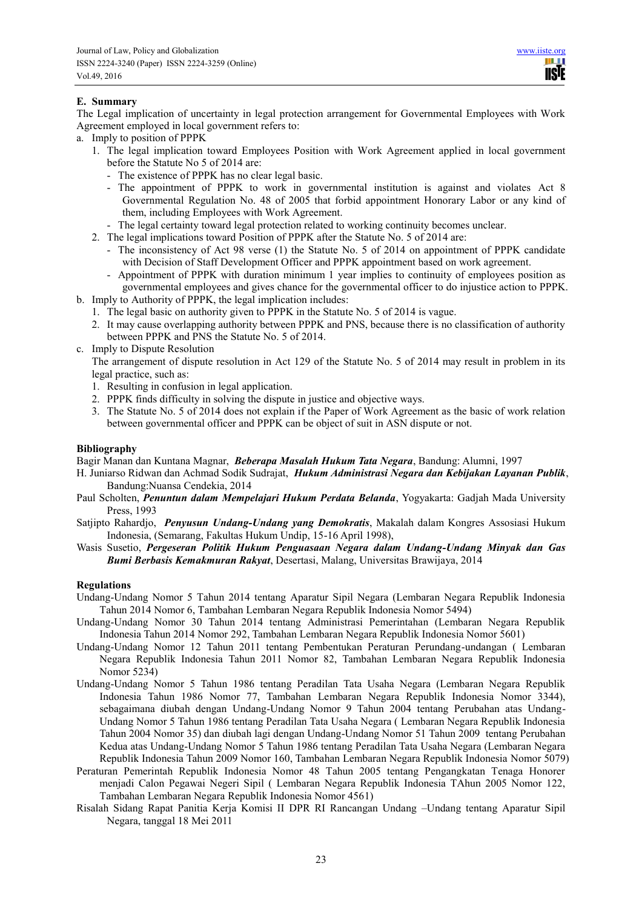### E. Summary

The Legal implication of uncertainty in legal protection arrangement for Governmental Employees with Work Agreement employed in local government refers to:

a. Imply to position of PPPK
   1. The legal implication toward Employees Position with Work Agreement applied in local government before the Statute No 5 of 2014 are:
      - The existence of PPPK has no clear legal basic.
      - The appointment of PPPK to work in governmental institution is against and violates Act 8 Governmental Regulation No. 48 of 2005 that forbid appointment Honorary Labor or any kind of them, including Employees with Work Agreement.
      - The legal certainty toward legal protection related to working continuity becomes unclear.
   2. The legal implications toward Position of PPPK after the Statute No. 5 of 2014 are:
      - The inconsistency of Act 98 verse (1) the Statute No. 5 of 2014 on appointment of PPPK candidate with Decision of Staff Development Officer and PPPK appointment based on work agreement.
      - Appointment of PPPK with duration minimum 1 year implies to continuity of employees position as governmental employees and gives chance for the governmental officer to do injustice action to PPPK.

b. Imply to Authority of PPPK, the legal implication includes:
   1. The legal basic on authority given to PPPK in the Statute No. 5 of 2014 is vague.
   2. It may cause overlapping authority between PPPK and PNS, because there is no classification of authority between PPPK and PNS the Statute No. 5 of 2014.

c. Imply to Dispute Resolution

   The arrangement of dispute resolution in Act 129 of the Statute No. 5 of 2014 may result in problem in its legal practice, such as:
   1. Resulting in confusion in legal application.
   2. PPPK finds difficulty in solving the dispute in justice and objective ways.
   3. The Statute No. 5 of 2014 does not explain if the Paper of Work Agreement as the basic of work relation between governmental officer and PPPK can be object of suit in ASN dispute or not.

### Bibliography

Bagir Manan dan Kuntana Magnar, ***Beberapa Masalah Hukum Tata Negara***, Bandung: Alumni, 1997

H. Juniarso Ridwan dan Achmad Sodik Sudrajat, ***Hukum Administrasi Negara dan Kebijakan Layanan Publik***, Bandung:Nuansa Cendekia, 2014

Paul Scholten, ***Penuntun dalam Mempelajari Hukum Perdata Belanda***, Yogyakarta: Gadjah Mada University Press, 1993

Satjipto Rahardjo, ***Penyusun Undang-Undang yang Demokratis***, Makalah dalam Kongres Assosiasi Hukum Indonesia, (Semarang, Fakultas Hukum Undip, 15-16 April 1998),

Wasis Susetio, ***Pergeseran Politik Hukum Penguasaan Negara dalam Undang-Undang Minyak dan Gas Bumi Berbasis Kemakmuran Rakyat***, Desertasi, Malang, Universitas Brawijaya, 2014

### Regulations

Undang-Undang Nomor 5 Tahun 2014 tentang Aparatur Sipil Negara (Lembaran Negara Republik Indonesia Tahun 2014 Nomor 6, Tambahan Lembaran Negara Republik Indonesia Nomor 5494)

Undang-Undang Nomor 30 Tahun 2014 tentang Administrasi Pemerintahan (Lembaran Negara Republik Indonesia Tahun 2014 Nomor 292, Tambahan Lembaran Negara Republik Indonesia Nomor 5601)

Undang-Undang Nomor 12 Tahun 2011 tentang Pembentukan Peraturan Perundang-undangan ( Lembaran Negara Republik Indonesia Tahun 2011 Nomor 82, Tambahan Lembaran Negara Republik Indonesia Nomor 5234)

Undang-Undang Nomor 5 Tahun 1986 tentang Peradilan Tata Usaha Negara (Lembaran Negara Republik Indonesia Tahun 1986 Nomor 77, Tambahan Lembaran Negara Republik Indonesia Nomor 3344), sebagaimana diubah dengan Undang-Undang Nomor 9 Tahun 2004 tentang Perubahan atas Undang-Undang Nomor 5 Tahun 1986 tentang Peradilan Tata Usaha Negara ( Lembaran Negara Republik Indonesia Tahun 2004 Nomor 35) dan diubah lagi dengan Undang-Undang Nomor 51 Tahun 2009 tentang Perubahan Kedua atas Undang-Undang Nomor 5 Tahun 1986 tentang Peradilan Tata Usaha Negara (Lembaran Negara Republik Indonesia Tahun 2009 Nomor 160, Tambahan Lembaran Negara Republik Indonesia Nomor 5079)

Peraturan Pemerintah Republik Indonesia Nomor 48 Tahun 2005 tentang Pengangkatan Tenaga Honorer menjadi Calon Pegawai Negeri Sipil ( Lembaran Negara Republik Indonesia TAhun 2005 Nomor 122, Tambahan Lembaran Negara Republik Indonesia Nomor 4561)

Risalah Sidang Rapat Panitia Kerja Komisi II DPR RI Rancangan Undang –Undang tentang Aparatur Sipil Negara, tanggal 18 Mei 2011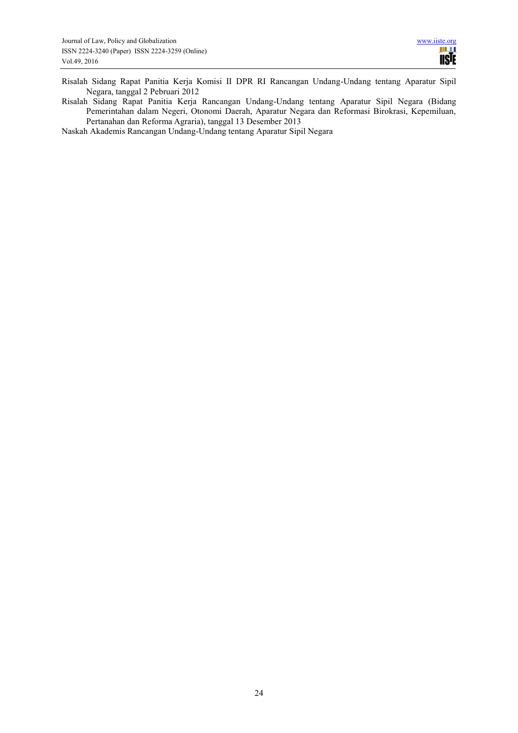Risalah Sidang Rapat Panitia Kerja Komisi II DPR RI Rancangan Undang-Undang tentang Aparatur Sipil Negara, tanggal 2 Pebruari 2012

Risalah Sidang Rapat Panitia Kerja Rancangan Undang-Undang tentang Aparatur Sipil Negara (Bidang Pemerintahan dalam Negeri, Otonomi Daerah, Aparatur Negara dan Reformasi Birokrasi, Kepemiluan, Pertanahan dan Reforma Agraria), tanggal 13 Desember 2013

Naskah Akademis Rancangan Undang-Undang tentang Aparatur Sipil Negara